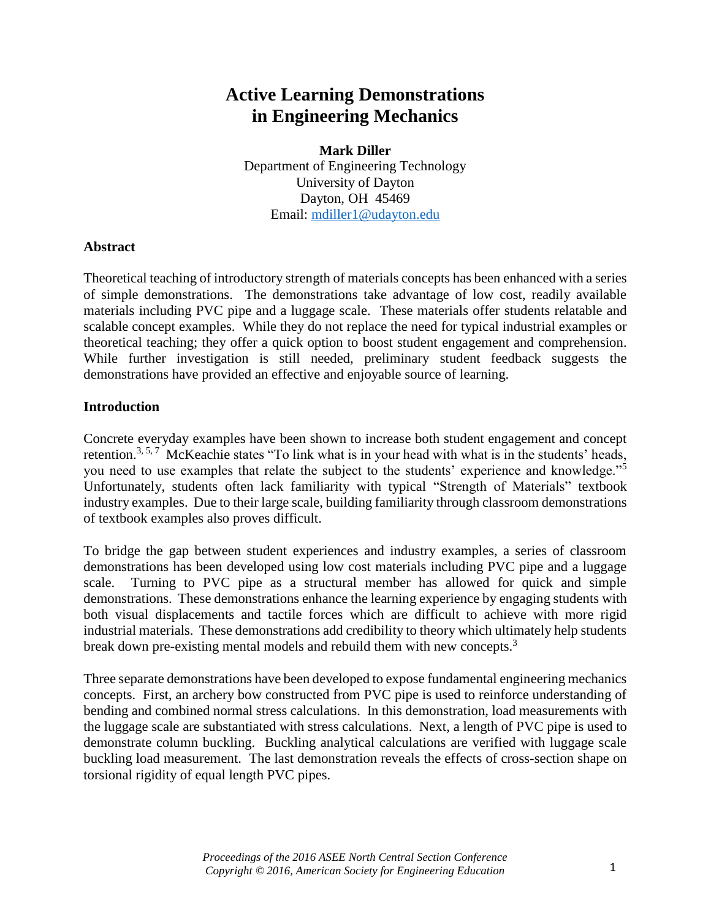# Active Learning Demonstrations in Engineering Mechanics

**Mark Diller**
Department of Engineering Technology
University of Dayton
Dayton, OH 45469
Email: mdiller1@udayton.edu

## Abstract

Theoretical teaching of introductory strength of materials concepts has been enhanced with a series of simple demonstrations. The demonstrations take advantage of low cost, readily available materials including PVC pipe and a luggage scale. These materials offer students relatable and scalable concept examples. While they do not replace the need for typical industrial examples or theoretical teaching; they offer a quick option to boost student engagement and comprehension. While further investigation is still needed, preliminary student feedback suggests the demonstrations have provided an effective and enjoyable source of learning.

## Introduction

Concrete everyday examples have been shown to increase both student engagement and concept retention.[3, 5, 7] McKeachie states "To link what is in your head with what is in the students' heads, you need to use examples that relate the subject to the students' experience and knowledge."[5] Unfortunately, students often lack familiarity with typical "Strength of Materials" textbook industry examples. Due to their large scale, building familiarity through classroom demonstrations of textbook examples also proves difficult.

To bridge the gap between student experiences and industry examples, a series of classroom demonstrations has been developed using low cost materials including PVC pipe and a luggage scale. Turning to PVC pipe as a structural member has allowed for quick and simple demonstrations. These demonstrations enhance the learning experience by engaging students with both visual displacements and tactile forces which are difficult to achieve with more rigid industrial materials. These demonstrations add credibility to theory which ultimately help students break down pre-existing mental models and rebuild them with new concepts.[3]

Three separate demonstrations have been developed to expose fundamental engineering mechanics concepts. First, an archery bow constructed from PVC pipe is used to reinforce understanding of bending and combined normal stress calculations. In this demonstration, load measurements with the luggage scale are substantiated with stress calculations. Next, a length of PVC pipe is used to demonstrate column buckling. Buckling analytical calculations are verified with luggage scale buckling load measurement. The last demonstration reveals the effects of cross-section shape on torsional rigidity of equal length PVC pipes.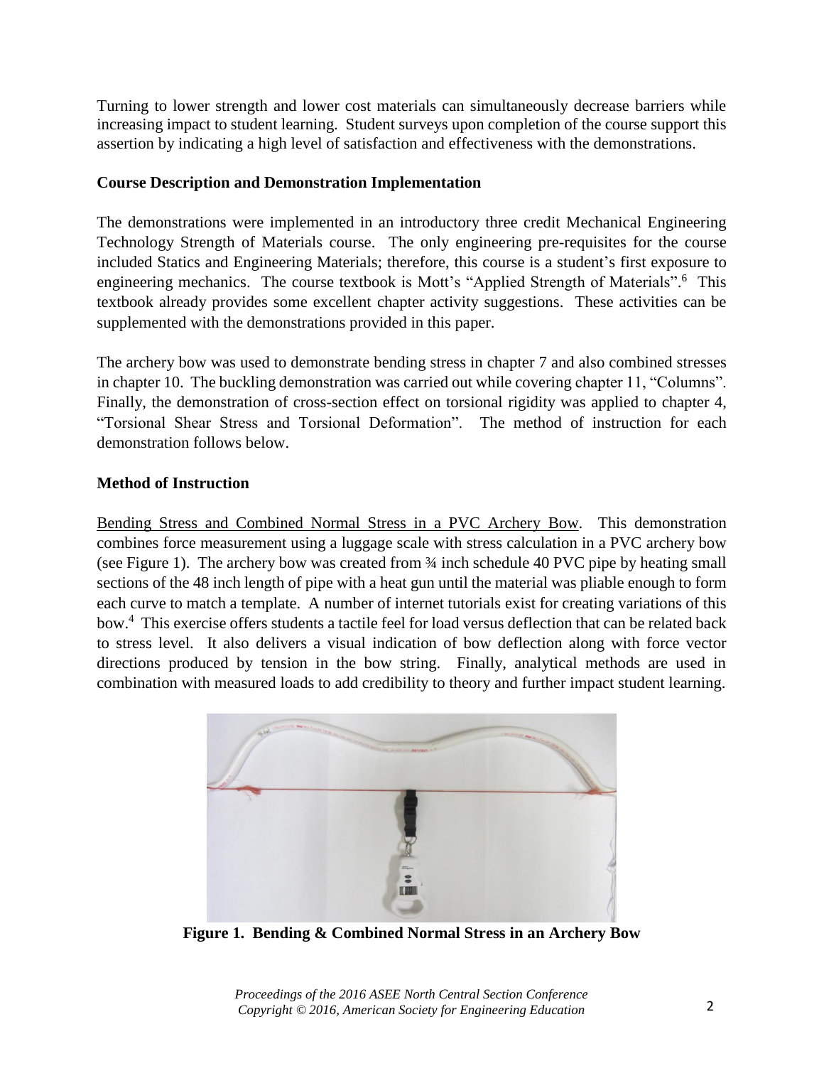Turning to lower strength and lower cost materials can simultaneously decrease barriers while increasing impact to student learning. Student surveys upon completion of the course support this assertion by indicating a high level of satisfaction and effectiveness with the demonstrations.

**Course Description and Demonstration Implementation**

The demonstrations were implemented in an introductory three credit Mechanical Engineering Technology Strength of Materials course. The only engineering pre-requisites for the course included Statics and Engineering Materials; therefore, this course is a student's first exposure to engineering mechanics. The course textbook is Mott's "Applied Strength of Materials".[6] This textbook already provides some excellent chapter activity suggestions. These activities can be supplemented with the demonstrations provided in this paper.

The archery bow was used to demonstrate bending stress in chapter 7 and also combined stresses in chapter 10. The buckling demonstration was carried out while covering chapter 11, "Columns". Finally, the demonstration of cross-section effect on torsional rigidity was applied to chapter 4, "Torsional Shear Stress and Torsional Deformation". The method of instruction for each demonstration follows below.

**Method of Instruction**

Bending Stress and Combined Normal Stress in a PVC Archery Bow. This demonstration combines force measurement using a luggage scale with stress calculation in a PVC archery bow (see Figure 1). The archery bow was created from ¾ inch schedule 40 PVC pipe by heating small sections of the 48 inch length of pipe with a heat gun until the material was pliable enough to form each curve to match a template. A number of internet tutorials exist for creating variations of this bow.[4] This exercise offers students a tactile feel for load versus deflection that can be related back to stress level. It also delivers a visual indication of bow deflection along with force vector directions produced by tension in the bow string. Finally, analytical methods are used in combination with measured loads to add credibility to theory and further impact student learning.

**Figure 1. Bending & Combined Normal Stress in an Archery Bow**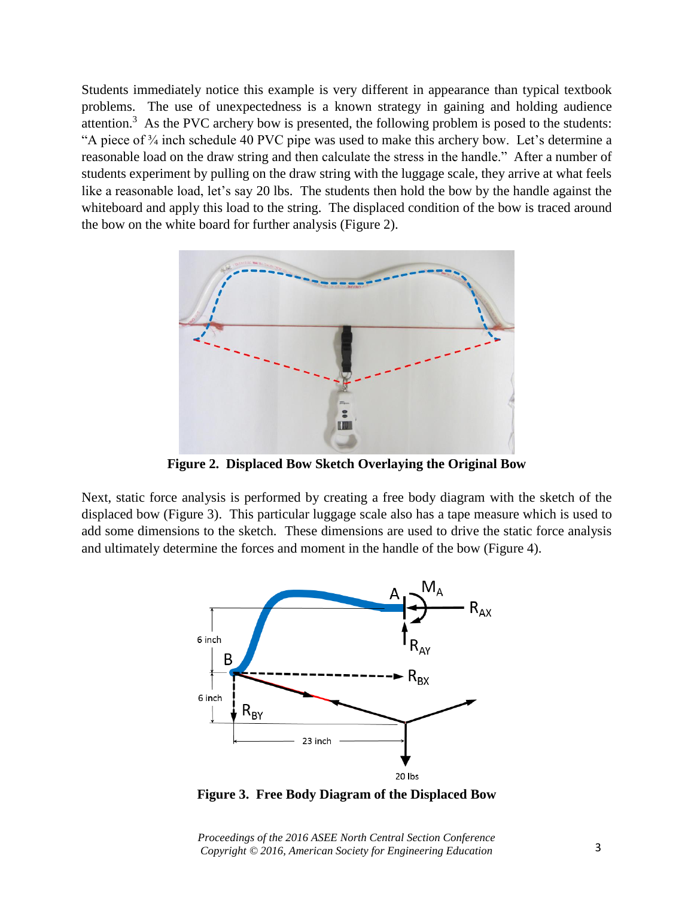Students immediately notice this example is very different in appearance than typical textbook problems. The use of unexpectedness is a known strategy in gaining and holding audience attention.[3] As the PVC archery bow is presented, the following problem is posed to the students: "A piece of ¾ inch schedule 40 PVC pipe was used to make this archery bow. Let's determine a reasonable load on the draw string and then calculate the stress in the handle." After a number of students experiment by pulling on the draw string with the luggage scale, they arrive at what feels like a reasonable load, let's say 20 lbs. The students then hold the bow by the handle against the whiteboard and apply this load to the string. The displaced condition of the bow is traced around the bow on the white board for further analysis (Figure 2).

**Figure 2. Displaced Bow Sketch Overlaying the Original Bow**

Next, static force analysis is performed by creating a free body diagram with the sketch of the displaced bow (Figure 3). This particular luggage scale also has a tape measure which is used to add some dimensions to the sketch. These dimensions are used to drive the static force analysis and ultimately determine the forces and moment in the handle of the bow (Figure 4).

**Figure 3. Free Body Diagram of the Displaced Bow**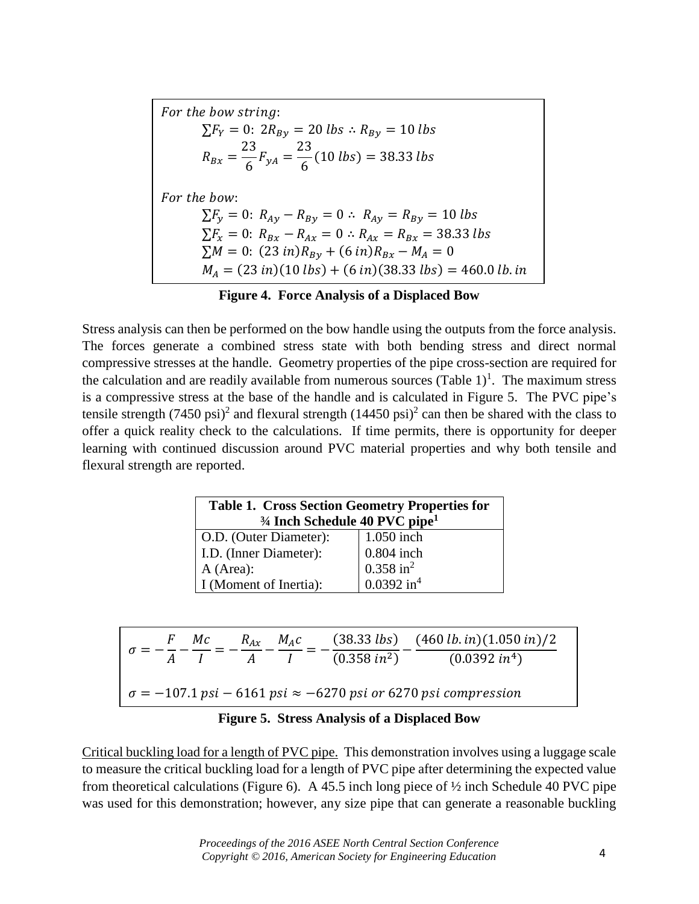$$
\begin{aligned}
&\textit{For the bow string:}\\
&\qquad \sum F_Y = 0:\ 2R_{By} = 20\ lbs \therefore R_{By} = 10\ lbs\\
&\qquad R_{Bx} = \frac{23}{6}F_{yA} = \frac{23}{6}(10\ lbs) = 38.33\ lbs\\
&\textit{For the bow:}\\
&\qquad \sum F_y = 0:\ R_{Ay} - R_{By} = 0 \therefore\ R_{Ay} = R_{By} = 10\ lbs\\
&\qquad \sum F_x = 0:\ R_{Bx} - R_{Ax} = 0 \therefore R_{Ax} = R_{Bx} = 38.33\ lbs\\
&\qquad \sum M = 0:\ (23\ in)R_{By} + (6\ in)R_{Bx} - M_A = 0\\
&\qquad M_A = (23\ in)(10\ lbs) + (6\ in)(38.33\ lbs) = 460.0\ lb.in
\end{aligned}
$$

**Figure 4. Force Analysis of a Displaced Bow**

Stress analysis can then be performed on the bow handle using the outputs from the force analysis. The forces generate a combined stress state with both bending stress and direct normal compressive stresses at the handle. Geometry properties of the pipe cross-section are required for the calculation and are readily available from numerous sources (Table 1)[1]. The maximum stress is a compressive stress at the base of the handle and is calculated in Figure 5. The PVC pipe's tensile strength (7450 psi)[2] and flexural strength (14450 psi)[2] can then be shared with the class to offer a quick reality check to the calculations. If time permits, there is opportunity for deeper learning with continued discussion around PVC material properties and why both tensile and flexural strength are reported.

**Table 1. Cross Section Geometry Properties for ¾ Inch Schedule 40 PVC pipe[1]**

| | |
|---|---|
| O.D. (Outer Diameter): | 1.050 inch |
| I.D. (Inner Diameter): | 0.804 inch |
| A (Area): | 0.358 in$^2$ |
| I (Moment of Inertia): | 0.0392 in$^4$ |

$$
\sigma = -\frac{F}{A} - \frac{Mc}{I} = -\frac{R_{Ax}}{A} - \frac{M_A c}{I} = -\frac{(38.33\ lbs)}{(0.358\ in^2)} - \frac{(460\ lb.in)(1.050\ in)/2}{(0.0392\ in^4)}
$$

$$
\sigma = -107.1\ psi - 6161\ psi \approx -6270\ psi\ or\ 6270\ psi\ compression
$$

**Figure 5. Stress Analysis of a Displaced Bow**

Critical buckling load for a length of PVC pipe. This demonstration involves using a luggage scale to measure the critical buckling load for a length of PVC pipe after determining the expected value from theoretical calculations (Figure 6). A 45.5 inch long piece of ½ inch Schedule 40 PVC pipe was used for this demonstration; however, any size pipe that can generate a reasonable buckling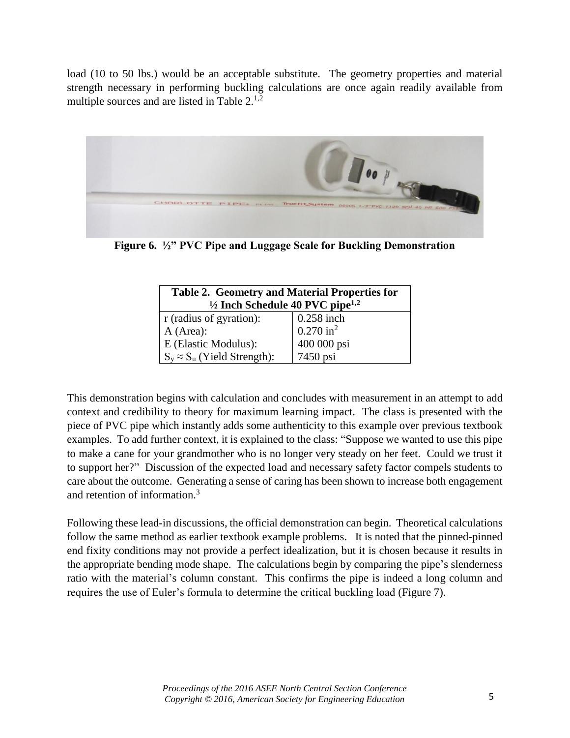load (10 to 50 lbs.) would be an acceptable substitute. The geometry properties and material strength necessary in performing buckling calculations are once again readily available from multiple sources and are listed in Table 2.[1,2]

**Figure 6. ½" PVC Pipe and Luggage Scale for Buckling Demonstration**

| **Table 2. Geometry and Material Properties for ½ Inch Schedule 40 PVC pipe[1,2]** | |
|---|---|
| r (radius of gyration): | 0.258 inch |
| A (Area): | 0.270 $in^2$ |
| E (Elastic Modulus): | 400 000 psi |
| $S_y \approx S_u$ (Yield Strength): | 7450 psi |

This demonstration begins with calculation and concludes with measurement in an attempt to add context and credibility to theory for maximum learning impact. The class is presented with the piece of PVC pipe which instantly adds some authenticity to this example over previous textbook examples. To add further context, it is explained to the class: "Suppose we wanted to use this pipe to make a cane for your grandmother who is no longer very steady on her feet. Could we trust it to support her?" Discussion of the expected load and necessary safety factor compels students to care about the outcome. Generating a sense of caring has been shown to increase both engagement and retention of information.[3]

Following these lead-in discussions, the official demonstration can begin. Theoretical calculations follow the same method as earlier textbook example problems. It is noted that the pinned-pinned end fixity conditions may not provide a perfect idealization, but it is chosen because it results in the appropriate bending mode shape. The calculations begin by comparing the pipe's slenderness ratio with the material's column constant. This confirms the pipe is indeed a long column and requires the use of Euler's formula to determine the critical buckling load (Figure 7).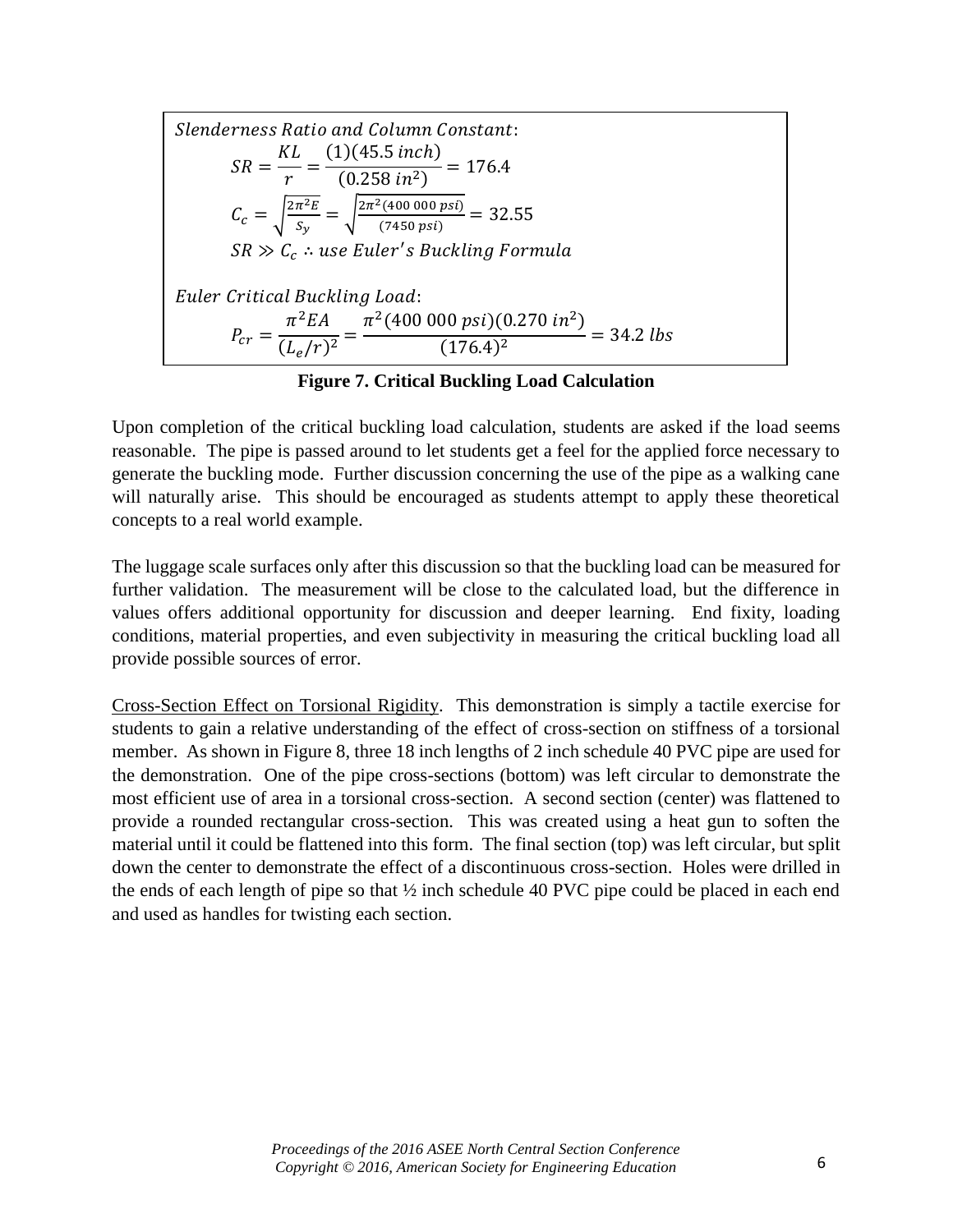*Slenderness Ratio and Column Constant*:

$$SR = \frac{KL}{r} = \frac{(1)(45.5\ inch)}{(0.258\ in^2)} = 176.4$$

$$C_c = \sqrt{\frac{2\pi^2 E}{S_y}} = \sqrt{\frac{2\pi^2(400\ 000\ psi)}{(7450\ psi)}} = 32.55$$

$$SR \gg C_c \therefore use\ Euler's\ Buckling\ Formula$$

*Euler Critical Buckling Load*:

$$P_{cr} = \frac{\pi^2 EA}{(L_e/r)^2} = \frac{\pi^2(400\ 000\ psi)(0.270\ in^2)}{(176.4)^2} = 34.2\ lbs$$

**Figure 7. Critical Buckling Load Calculation**

Upon completion of the critical buckling load calculation, students are asked if the load seems reasonable. The pipe is passed around to let students get a feel for the applied force necessary to generate the buckling mode. Further discussion concerning the use of the pipe as a walking cane will naturally arise. This should be encouraged as students attempt to apply these theoretical concepts to a real world example.

The luggage scale surfaces only after this discussion so that the buckling load can be measured for further validation. The measurement will be close to the calculated load, but the difference in values offers additional opportunity for discussion and deeper learning. End fixity, loading conditions, material properties, and even subjectivity in measuring the critical buckling load all provide possible sources of error.

Cross-Section Effect on Torsional Rigidity. This demonstration is simply a tactile exercise for students to gain a relative understanding of the effect of cross-section on stiffness of a torsional member. As shown in Figure 8, three 18 inch lengths of 2 inch schedule 40 PVC pipe are used for the demonstration. One of the pipe cross-sections (bottom) was left circular to demonstrate the most efficient use of area in a torsional cross-section. A second section (center) was flattened to provide a rounded rectangular cross-section. This was created using a heat gun to soften the material until it could be flattened into this form. The final section (top) was left circular, but split down the center to demonstrate the effect of a discontinuous cross-section. Holes were drilled in the ends of each length of pipe so that ½ inch schedule 40 PVC pipe could be placed in each end and used as handles for twisting each section.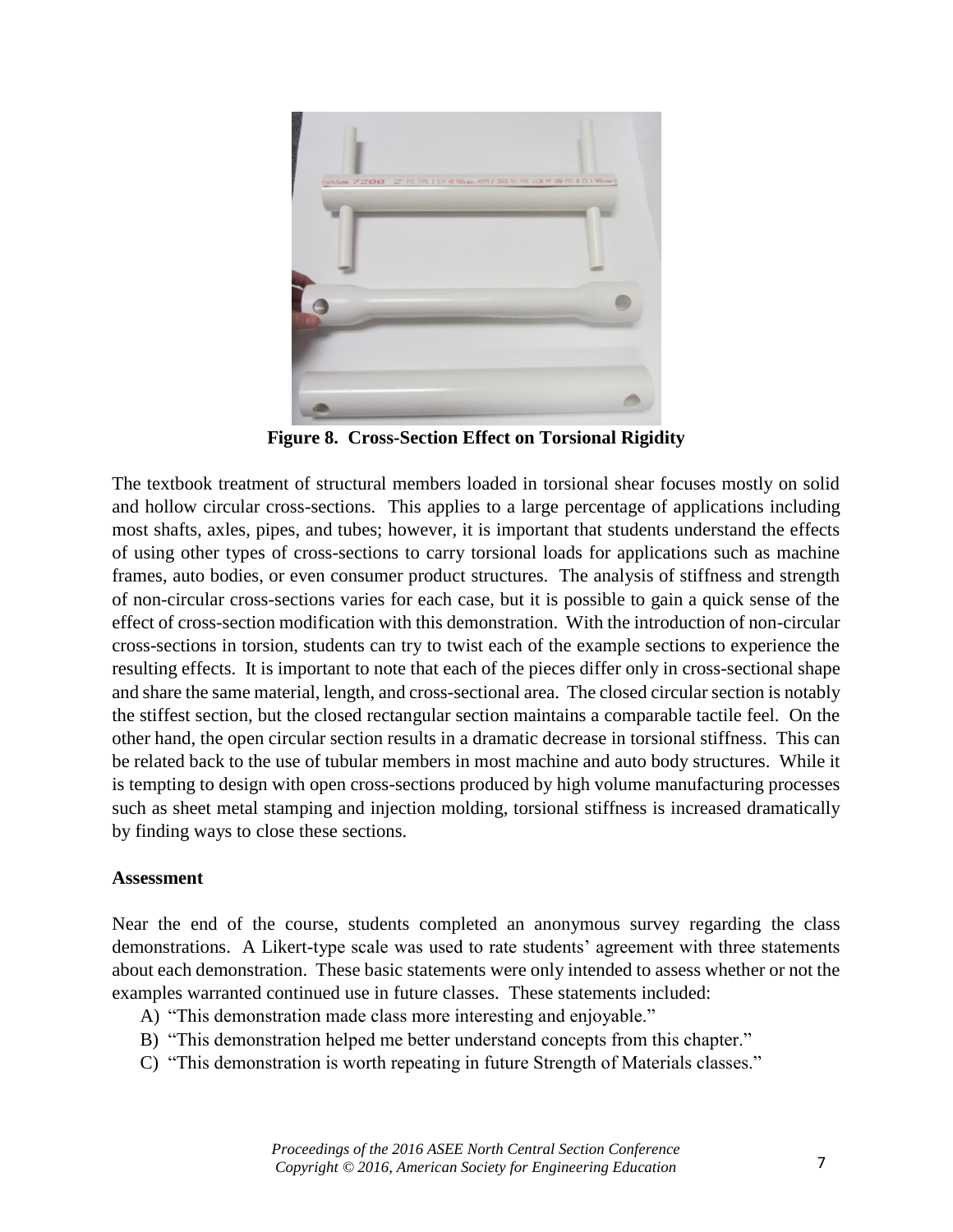**Figure 8. Cross-Section Effect on Torsional Rigidity**

The textbook treatment of structural members loaded in torsional shear focuses mostly on solid and hollow circular cross-sections. This applies to a large percentage of applications including most shafts, axles, pipes, and tubes; however, it is important that students understand the effects of using other types of cross-sections to carry torsional loads for applications such as machine frames, auto bodies, or even consumer product structures. The analysis of stiffness and strength of non-circular cross-sections varies for each case, but it is possible to gain a quick sense of the effect of cross-section modification with this demonstration. With the introduction of non-circular cross-sections in torsion, students can try to twist each of the example sections to experience the resulting effects. It is important to note that each of the pieces differ only in cross-sectional shape and share the same material, length, and cross-sectional area. The closed circular section is notably the stiffest section, but the closed rectangular section maintains a comparable tactile feel. On the other hand, the open circular section results in a dramatic decrease in torsional stiffness. This can be related back to the use of tubular members in most machine and auto body structures. While it is tempting to design with open cross-sections produced by high volume manufacturing processes such as sheet metal stamping and injection molding, torsional stiffness is increased dramatically by finding ways to close these sections.

**Assessment**

Near the end of the course, students completed an anonymous survey regarding the class demonstrations. A Likert-type scale was used to rate students' agreement with three statements about each demonstration. These basic statements were only intended to assess whether or not the examples warranted continued use in future classes. These statements included:

A) "This demonstration made class more interesting and enjoyable."
B) "This demonstration helped me better understand concepts from this chapter."
C) "This demonstration is worth repeating in future Strength of Materials classes."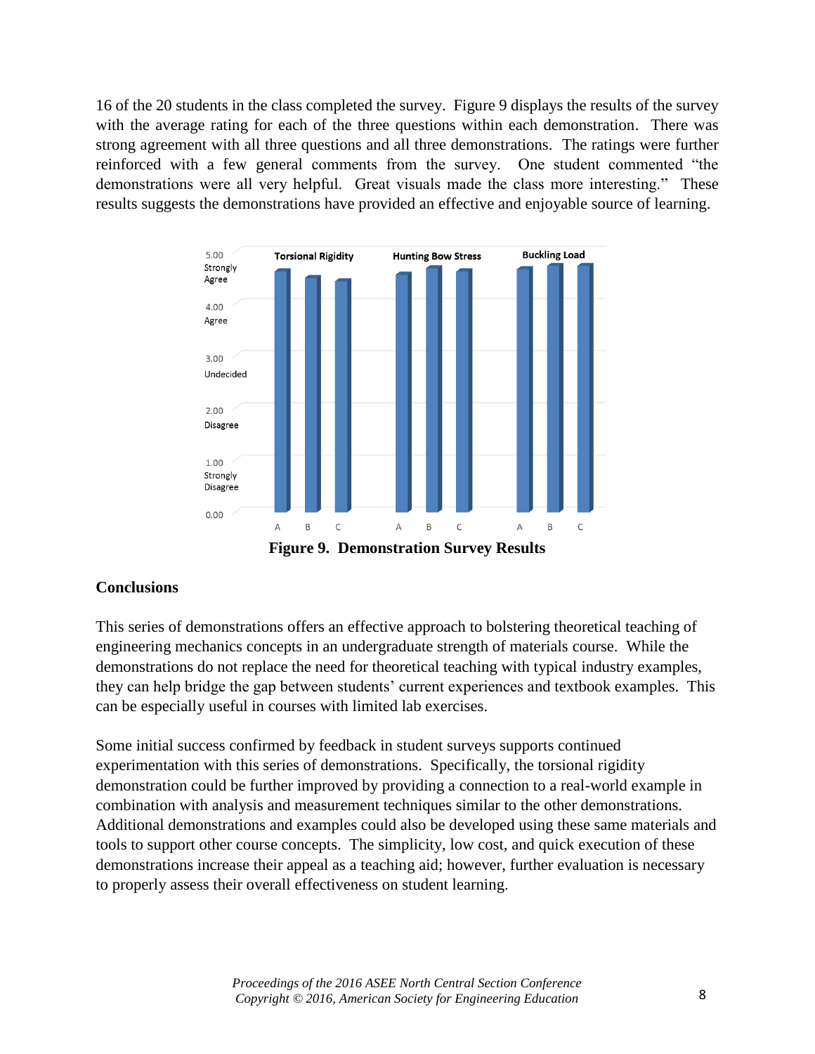16 of the 20 students in the class completed the survey. Figure 9 displays the results of the survey with the average rating for each of the three questions within each demonstration. There was strong agreement with all three questions and all three demonstrations. The ratings were further reinforced with a few general comments from the survey. One student commented "the demonstrations were all very helpful. Great visuals made the class more interesting." These results suggests the demonstrations have provided an effective and enjoyable source of learning.

5.00 Strongly Agree
4.00 Agree
3.00 Undecided
2.00 Disagree
1.00 Strongly Disagree
0.00

Torsional Rigidity
Hunting Bow Stress
Buckling Load

A B C A B C A B C

**Figure 9. Demonstration Survey Results**

## Conclusions

This series of demonstrations offers an effective approach to bolstering theoretical teaching of engineering mechanics concepts in an undergraduate strength of materials course. While the demonstrations do not replace the need for theoretical teaching with typical industry examples, they can help bridge the gap between students' current experiences and textbook examples. This can be especially useful in courses with limited lab exercises.

Some initial success confirmed by feedback in student surveys supports continued experimentation with this series of demonstrations. Specifically, the torsional rigidity demonstration could be further improved by providing a connection to a real-world example in combination with analysis and measurement techniques similar to the other demonstrations. Additional demonstrations and examples could also be developed using these same materials and tools to support other course concepts. The simplicity, low cost, and quick execution of these demonstrations increase their appeal as a teaching aid; however, further evaluation is necessary to properly assess their overall effectiveness on student learning.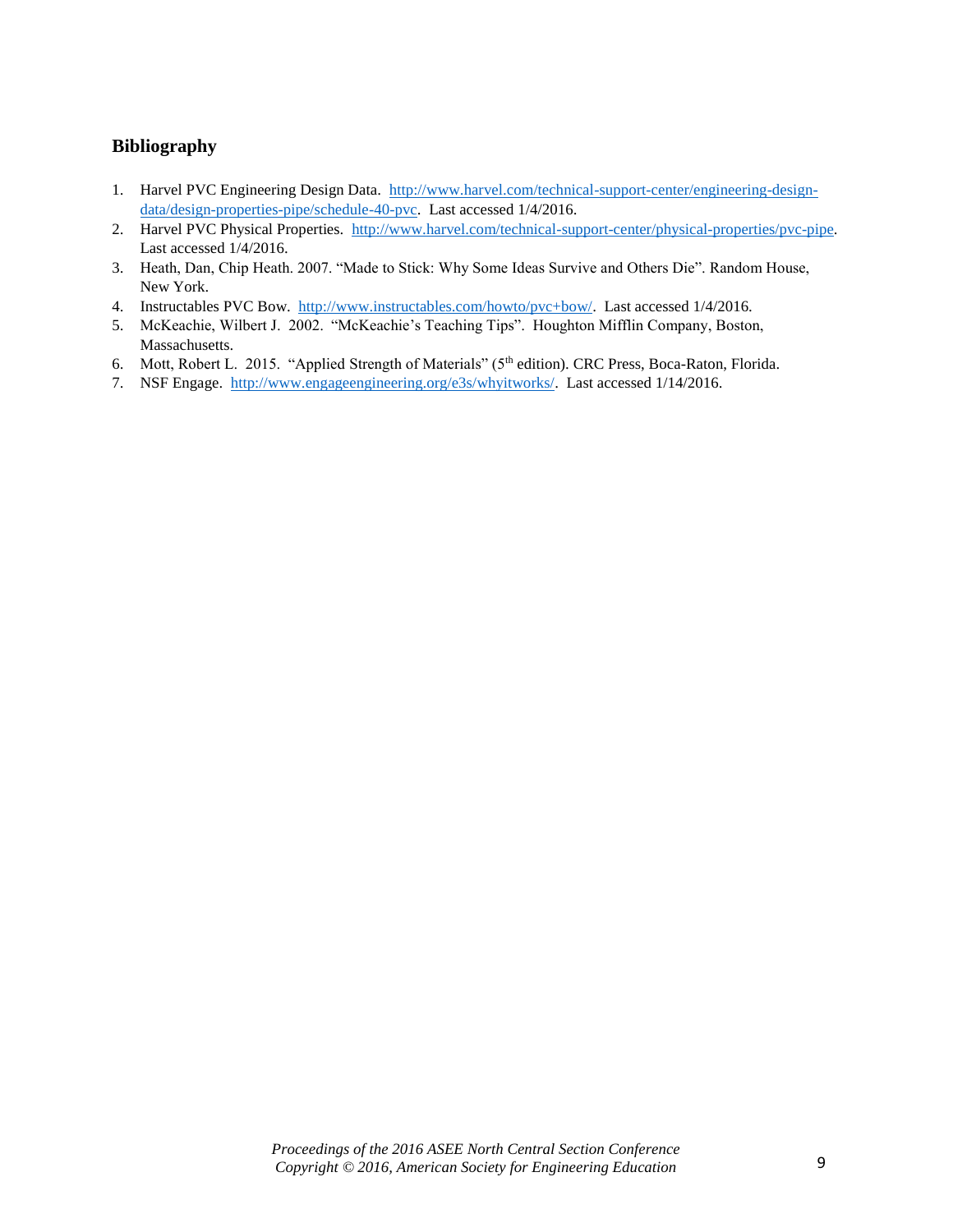## Bibliography

1. Harvel PVC Engineering Design Data. http://www.harvel.com/technical-support-center/engineering-design-data/design-properties-pipe/schedule-40-pvc. Last accessed 1/4/2016.
2. Harvel PVC Physical Properties. http://www.harvel.com/technical-support-center/physical-properties/pvc-pipe. Last accessed 1/4/2016.
3. Heath, Dan, Chip Heath. 2007. "Made to Stick: Why Some Ideas Survive and Others Die". Random House, New York.
4. Instructables PVC Bow. http://www.instructables.com/howto/pvc+bow/. Last accessed 1/4/2016.
5. McKeachie, Wilbert J. 2002. "McKeachie's Teaching Tips". Houghton Mifflin Company, Boston, Massachusetts.
6. Mott, Robert L. 2015. "Applied Strength of Materials" (5th edition). CRC Press, Boca-Raton, Florida.
7. NSF Engage. http://www.engageengineering.org/e3s/whyitworks/. Last accessed 1/14/2016.